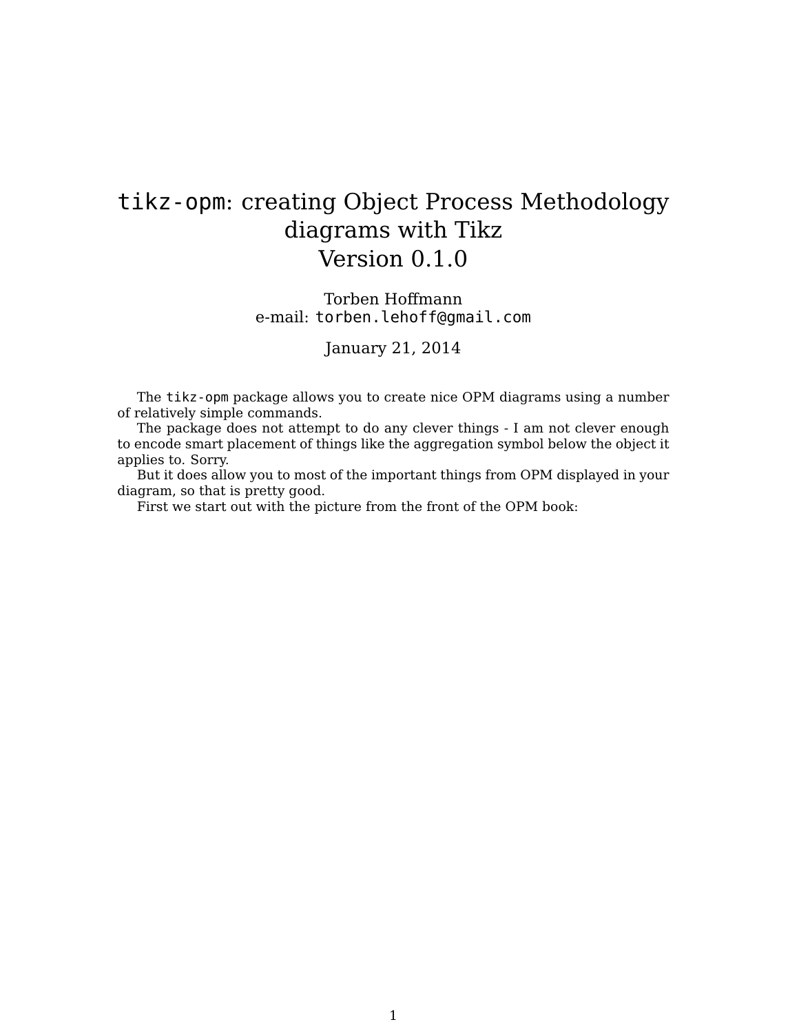# `tikz-opm`: creating Object Process Methodology diagrams with Tikz
# Version 0.1.0

Torben Hoffmann
e-mail: `torben.lehoff@gmail.com`

January 21, 2014

The `tikz-opm` package allows you to create nice OPM diagrams using a number of relatively simple commands.

The package does not attempt to do any clever things - I am not clever enough to encode smart placement of things like the aggregation symbol below the object it applies to. Sorry.

But it does allow you to most of the important things from OPM displayed in your diagram, so that is pretty good.

First we start out with the picture from the front of the OPM book: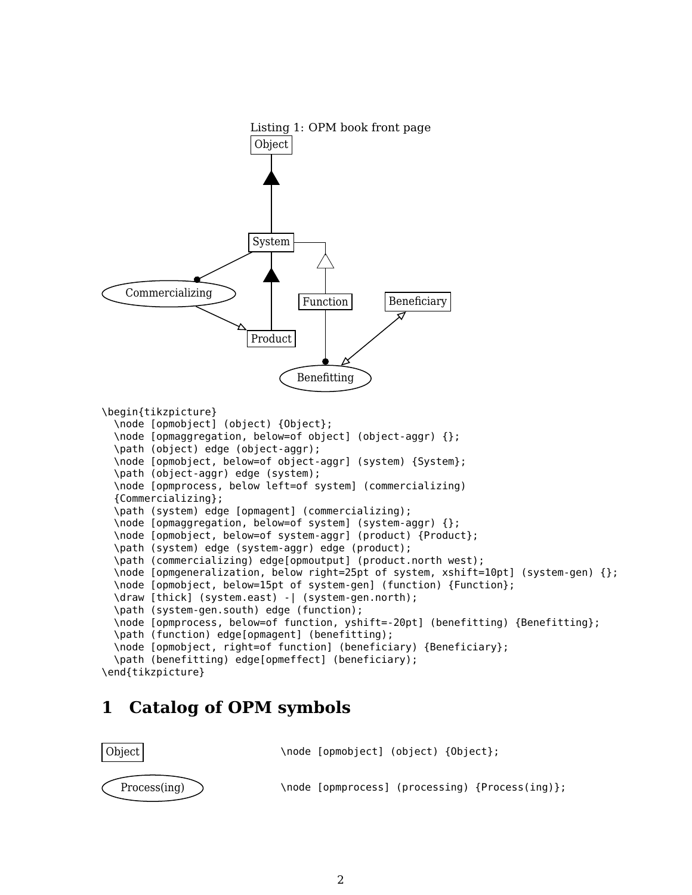Listing 1: OPM book front page

```
\begin{tikzpicture}
  \node [opmobject] (object) {Object};
  \node [opmaggregation, below=of object] (object-aggr) {};
  \path (object) edge (object-aggr);
  \node [opmobject, below=of object-aggr] (system) {System};
  \path (object-aggr) edge (system);
  \node [opmprocess, below left=of system] (commercializing)
  {Commercializing};
  \path (system) edge [opmagent] (commercializing);
  \node [opmaggregation, below=of system] (system-aggr) {};
  \node [opmobject, below=of system-aggr] (product) {Product};
  \path (system) edge (system-aggr) edge (product);
  \path (commercializing) edge[opmoutput] (product.north west);
  \node [opmgeneralization, below right=25pt of system, xshift=10pt] (system-gen) {};
  \node [opmobject, below=15pt of system-gen] (function) {Function};
  \draw [thick] (system.east) -| (system-gen.north);
  \path (system-gen.south) edge (function);
  \node [opmprocess, below=of function, yshift=-20pt] (benefitting) {Benefitting};
  \path (function) edge[opmagent] (benefitting);
  \node [opmobject, right=of function] (beneficiary) {Beneficiary};
  \path (benefitting) edge[opmeffect] (beneficiary);
\end{tikzpicture}
```

# 1 Catalog of OPM symbols

Object

```
\node [opmobject] (object) {Object};
```

Process(ing)

```
\node [opmprocess] (processing) {Process(ing)};
```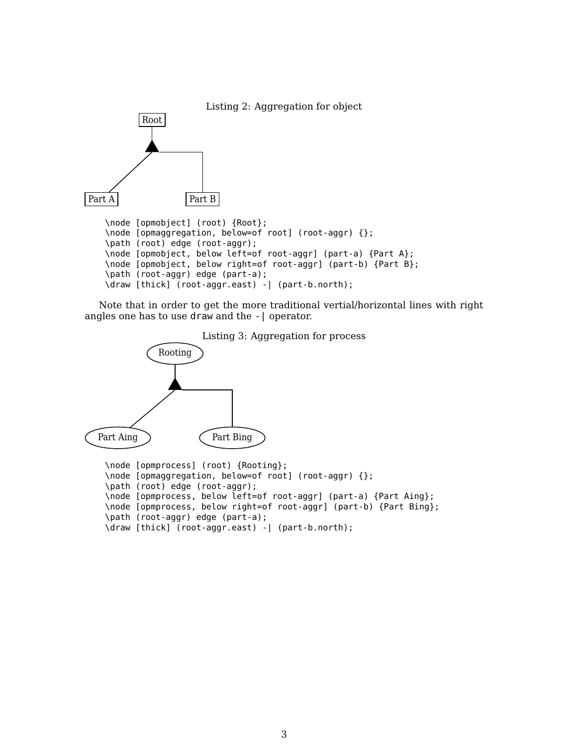Listing 2: Aggregation for object

```
\node [opmobject] (root) {Root};
\node [opmaggregation, below=of root] (root-aggr) {};
\path (root) edge (root-aggr);
\node [opmobject, below left=of root-aggr] (part-a) {Part A};
\node [opmobject, below right=of root-aggr] (part-b) {Part B};
\path (root-aggr) edge (part-a);
\draw [thick] (root-aggr.east) -| (part-b.north);
```

Note that in order to get the more traditional vertial/horizontal lines with right angles one has to use `draw` and the `-|` operator.

Listing 3: Aggregation for process

```
\node [opmprocess] (root) {Rooting};
\node [opmaggregation, below=of root] (root-aggr) {};
\path (root) edge (root-aggr);
\node [opmprocess, below left=of root-aggr] (part-a) {Part Aing};
\node [opmprocess, below right=of root-aggr] (part-b) {Part Bing};
\path (root-aggr) edge (part-a);
\draw [thick] (root-aggr.east) -| (part-b.north);
```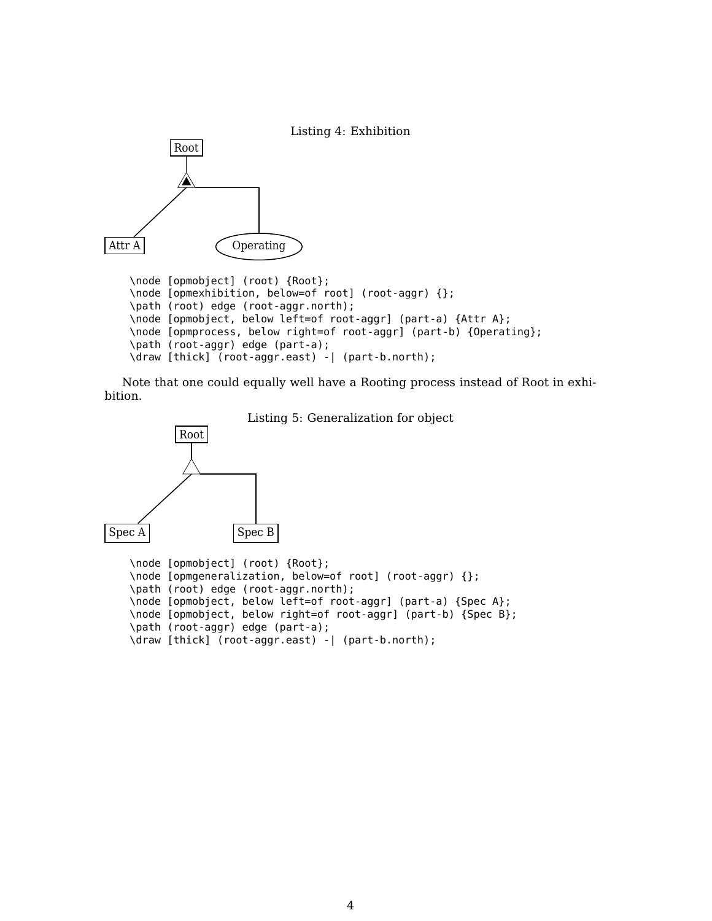Listing 4: Exhibition

```
\node [opmobject] (root) {Root};
\node [opmexhibition, below=of root] (root-aggr) {};
\path (root) edge (root-aggr.north);
\node [opmobject, below left=of root-aggr] (part-a) {Attr A};
\node [opmprocess, below right=of root-aggr] (part-b) {Operating};
\path (root-aggr) edge (part-a);
\draw [thick] (root-aggr.east) -| (part-b.north);
```

Note that one could equally well have a Rooting process instead of Root in exhibition.

Listing 5: Generalization for object

```
\node [opmobject] (root) {Root};
\node [opmgeneralization, below=of root] (root-aggr) {};
\path (root) edge (root-aggr.north);
\node [opmobject, below left=of root-aggr] (part-a) {Spec A};
\node [opmobject, below right=of root-aggr] (part-b) {Spec B};
\path (root-aggr) edge (part-a);
\draw [thick] (root-aggr.east) -| (part-b.north);
```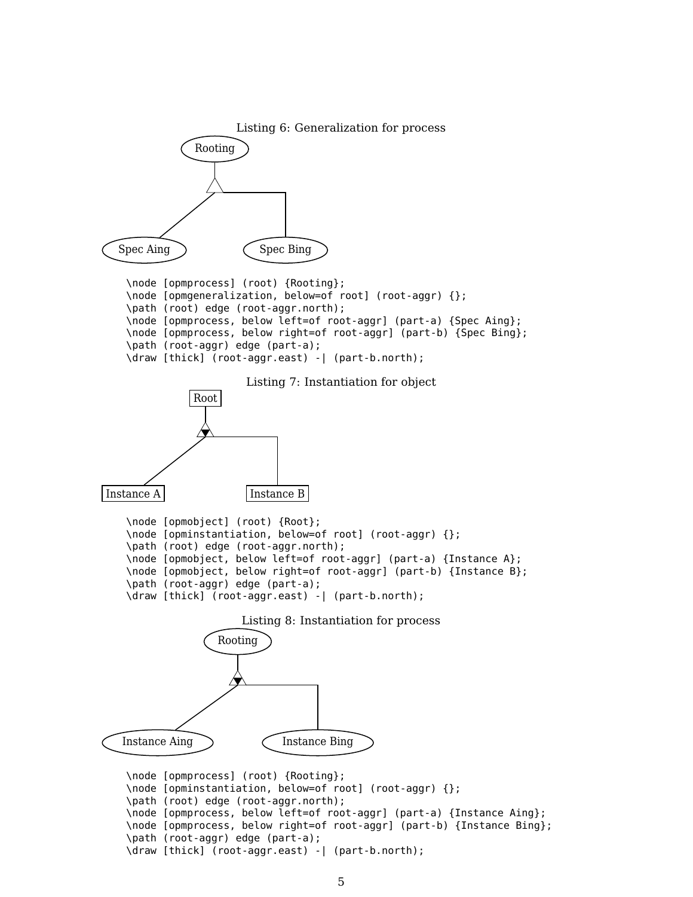Listing 6: Generalization for process

```
\node [opmprocess] (root) {Rooting};
\node [opmgeneralization, below=of root] (root-aggr) {};
\path (root) edge (root-aggr.north);
\node [opmprocess, below left=of root-aggr] (part-a) {Spec Aing};
\node [opmprocess, below right=of root-aggr] (part-b) {Spec Bing};
\path (root-aggr) edge (part-a);
\draw [thick] (root-aggr.east) -| (part-b.north);
```

Listing 7: Instantiation for object

```
\node [opmobject] (root) {Root};
\node [opminstantiation, below=of root] (root-aggr) {};
\path (root) edge (root-aggr.north);
\node [opmobject, below left=of root-aggr] (part-a) {Instance A};
\node [opmobject, below right=of root-aggr] (part-b) {Instance B};
\path (root-aggr) edge (part-a);
\draw [thick] (root-aggr.east) -| (part-b.north);
```

Listing 8: Instantiation for process

```
\node [opmprocess] (root) {Rooting};
\node [opminstantiation, below=of root] (root-aggr) {};
\path (root) edge (root-aggr.north);
\node [opmprocess, below left=of root-aggr] (part-a) {Instance Aing};
\node [opmprocess, below right=of root-aggr] (part-b) {Instance Bing};
\path (root-aggr) edge (part-a);
\draw [thick] (root-aggr.east) -| (part-b.north);
```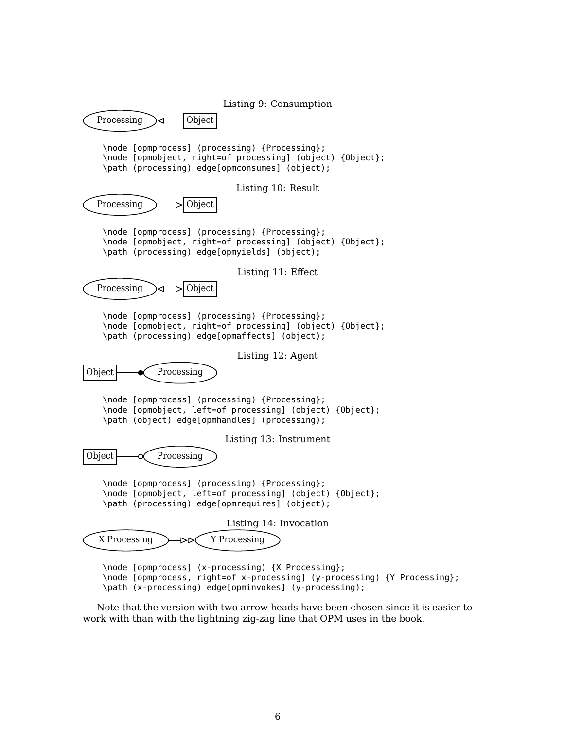Listing 9: Consumption

Processing ◁—— Object

```
\node [opmprocess] (processing) {Processing};
\node [opmobject, right=of processing] (object) {Object};
\path (processing) edge[opmconsumes] (object);
```

Listing 10: Result

Processing ——▷ Object

```
\node [opmprocess] (processing) {Processing};
\node [opmobject, right=of processing] (object) {Object};
\path (processing) edge[opmyields] (object);
```

Listing 11: Effect

Processing ◁—▷ Object

```
\node [opmprocess] (processing) {Processing};
\node [opmobject, right=of processing] (object) {Object};
\path (processing) edge[opmaffects] (object);
```

Listing 12: Agent

Object ——● Processing

```
\node [opmprocess] (processing) {Processing};
\node [opmobject, left=of processing] (object) {Object};
\path (object) edge[opmhandles] (processing);
```

Listing 13: Instrument

Object ——○ Processing

```
\node [opmprocess] (processing) {Processing};
\node [opmobject, left=of processing] (object) {Object};
\path (processing) edge[opmrequires] (object);
```

Listing 14: Invocation

X Processing —▷▷ Y Processing

```
\node [opmprocess] (x-processing) {X Processing};
\node [opmprocess, right=of x-processing] (y-processing) {Y Processing};
\path (x-processing) edge[opminvokes] (y-processing);
```

Note that the version with two arrow heads have been chosen since it is easier to work with than with the lightning zig-zag line that OPM uses in the book.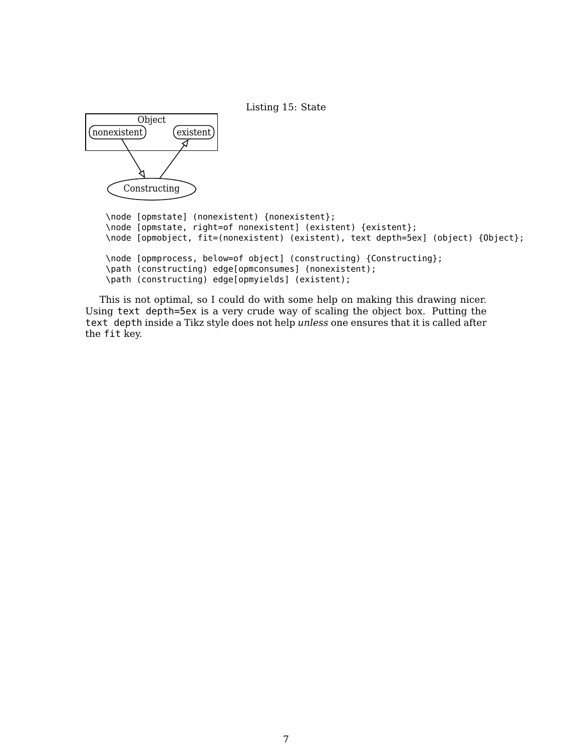Listing 15: State

Object

nonexistent

existent

Constructing

```
\node [opmstate] (nonexistent) {nonexistent};
\node [opmstate, right=of nonexistent] (existent) {existent};
\node [opmobject, fit=(nonexistent) (existent), text depth=5ex] (object) {Object};

\node [opmprocess, below=of object] (constructing) {Constructing};
\path (constructing) edge[opmconsumes] (nonexistent);
\path (constructing) edge[opmyields] (existent);
```

This is not optimal, so I could do with some help on making this drawing nicer. Using `text depth=5ex` is a very crude way of scaling the object box. Putting the `text depth` inside a Tikz style does not help *unless* one ensures that it is called after the `fit` key.